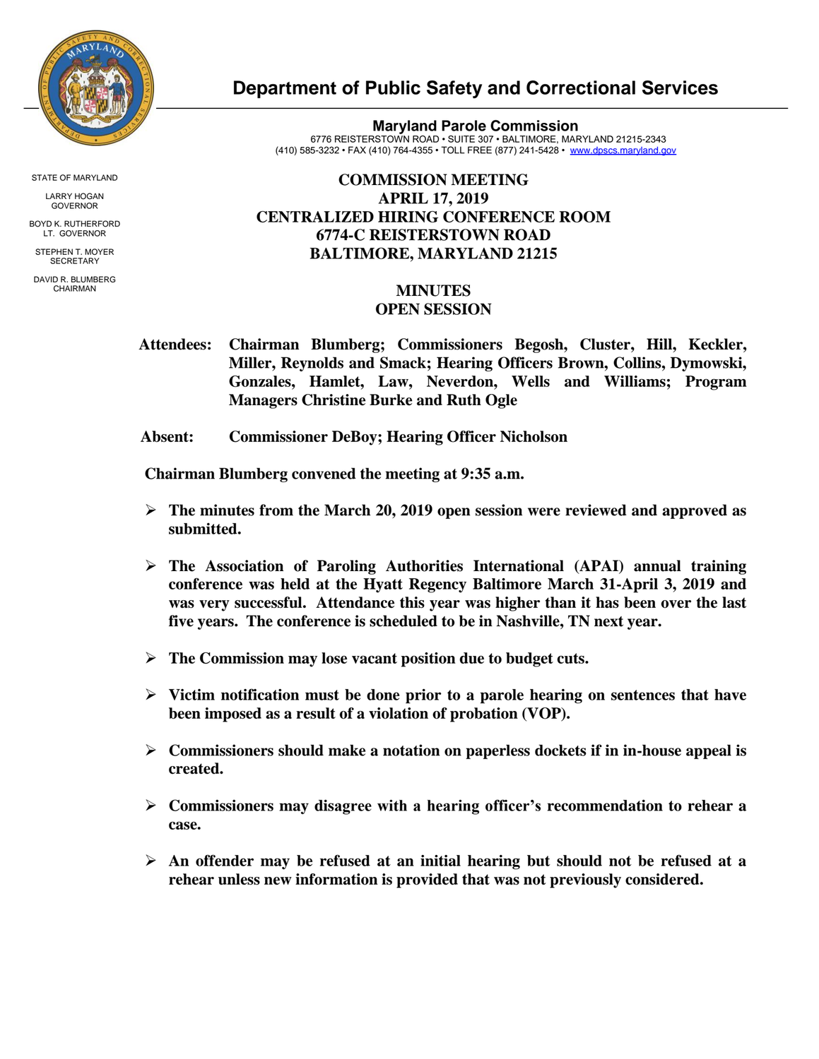# Department of Public Safety and Correctional Services

## Maryland Parole Commission

6776 REISTERSTOWN ROAD • SUITE 307 • BALTIMORE, MARYLAND 21215-2343
(410) 585-3232 • FAX (410) 764-4355 • TOLL FREE (877) 241-5428 • www.dpscs.maryland.gov

STATE OF MARYLAND

LARRY HOGAN
GOVERNOR

BOYD K. RUTHERFORD
LT. GOVERNOR

STEPHEN T. MOYER
SECRETARY

DAVID R. BLUMBERG
CHAIRMAN

**COMMISSION MEETING**
**APRIL 17, 2019**
**CENTRALIZED HIRING CONFERENCE ROOM**
**6774-C REISTERSTOWN ROAD**
**BALTIMORE, MARYLAND 21215**

**MINUTES**
**OPEN SESSION**

**Attendees:** Chairman Blumberg; Commissioners Begosh, Cluster, Hill, Keckler, Miller, Reynolds and Smack; Hearing Officers Brown, Collins, Dymowski, Gonzales, Hamlet, Law, Neverdon, Wells and Williams; Program Managers Christine Burke and Ruth Ogle

**Absent:** Commissioner DeBoy; Hearing Officer Nicholson

**Chairman Blumberg convened the meeting at 9:35 a.m.**

- **The minutes from the March 20, 2019 open session were reviewed and approved as submitted.**

- **The Association of Paroling Authorities International (APAI) annual training conference was held at the Hyatt Regency Baltimore March 31-April 3, 2019 and was very successful. Attendance this year was higher than it has been over the last five years. The conference is scheduled to be in Nashville, TN next year.**

- **The Commission may lose vacant position due to budget cuts.**

- **Victim notification must be done prior to a parole hearing on sentences that have been imposed as a result of a violation of probation (VOP).**

- **Commissioners should make a notation on paperless dockets if in in-house appeal is created.**

- **Commissioners may disagree with a hearing officer's recommendation to rehear a case.**

- **An offender may be refused at an initial hearing but should not be refused at a rehear unless new information is provided that was not previously considered.**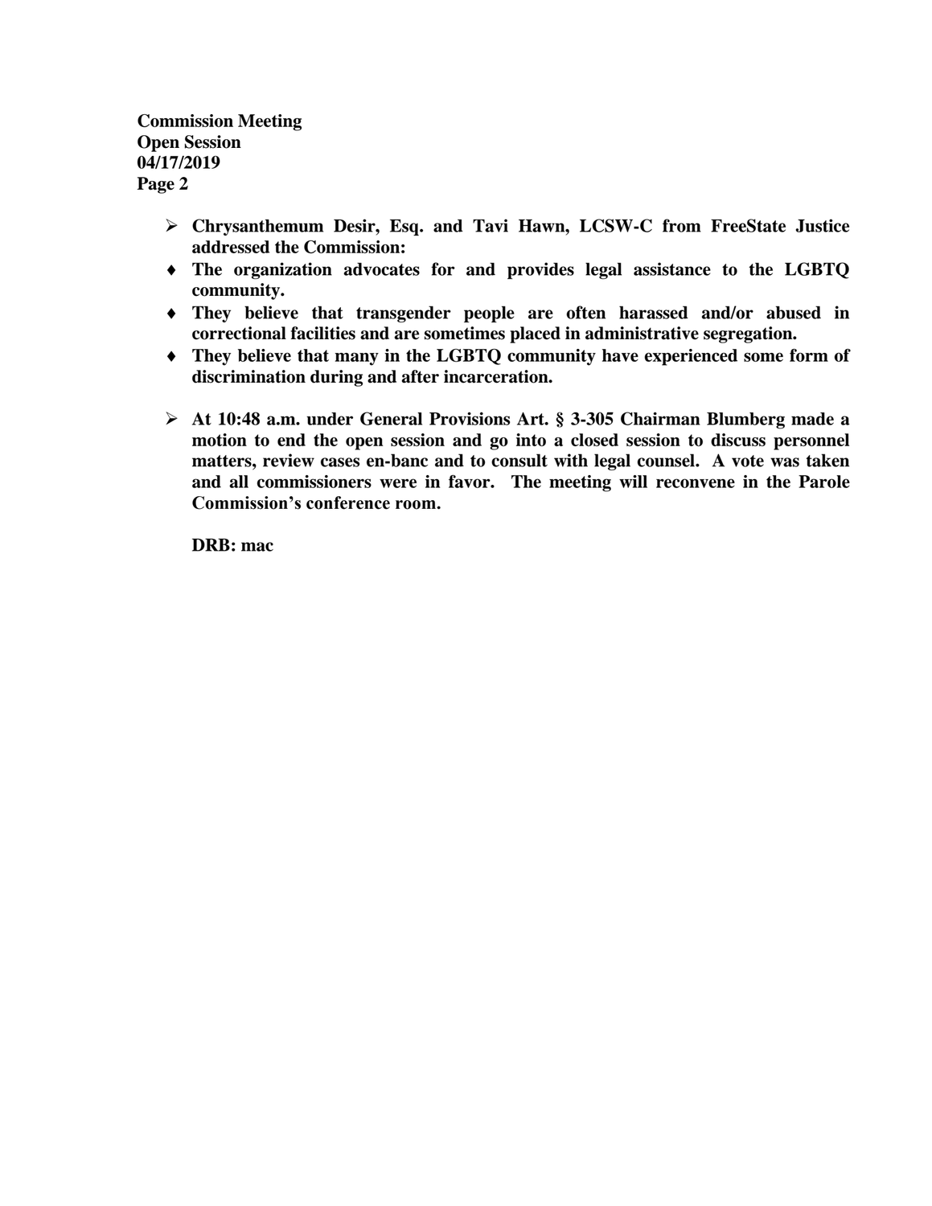- **Chrysanthemum Desir, Esq. and Tavi Hawn, LCSW-C from FreeState Justice addressed the Commission:**
  - **The organization advocates for and provides legal assistance to the LGBTQ community.**
  - **They believe that transgender people are often harassed and/or abused in correctional facilities and are sometimes placed in administrative segregation.**
  - **They believe that many in the LGBTQ community have experienced some form of discrimination during and after incarceration.**

- **At 10:48 a.m. under General Provisions Art. § 3-305 Chairman Blumberg made a motion to end the open session and go into a closed session to discuss personnel matters, review cases en-banc and to consult with legal counsel. A vote was taken and all commissioners were in favor. The meeting will reconvene in the Parole Commission's conference room.**

**DRB: mac**